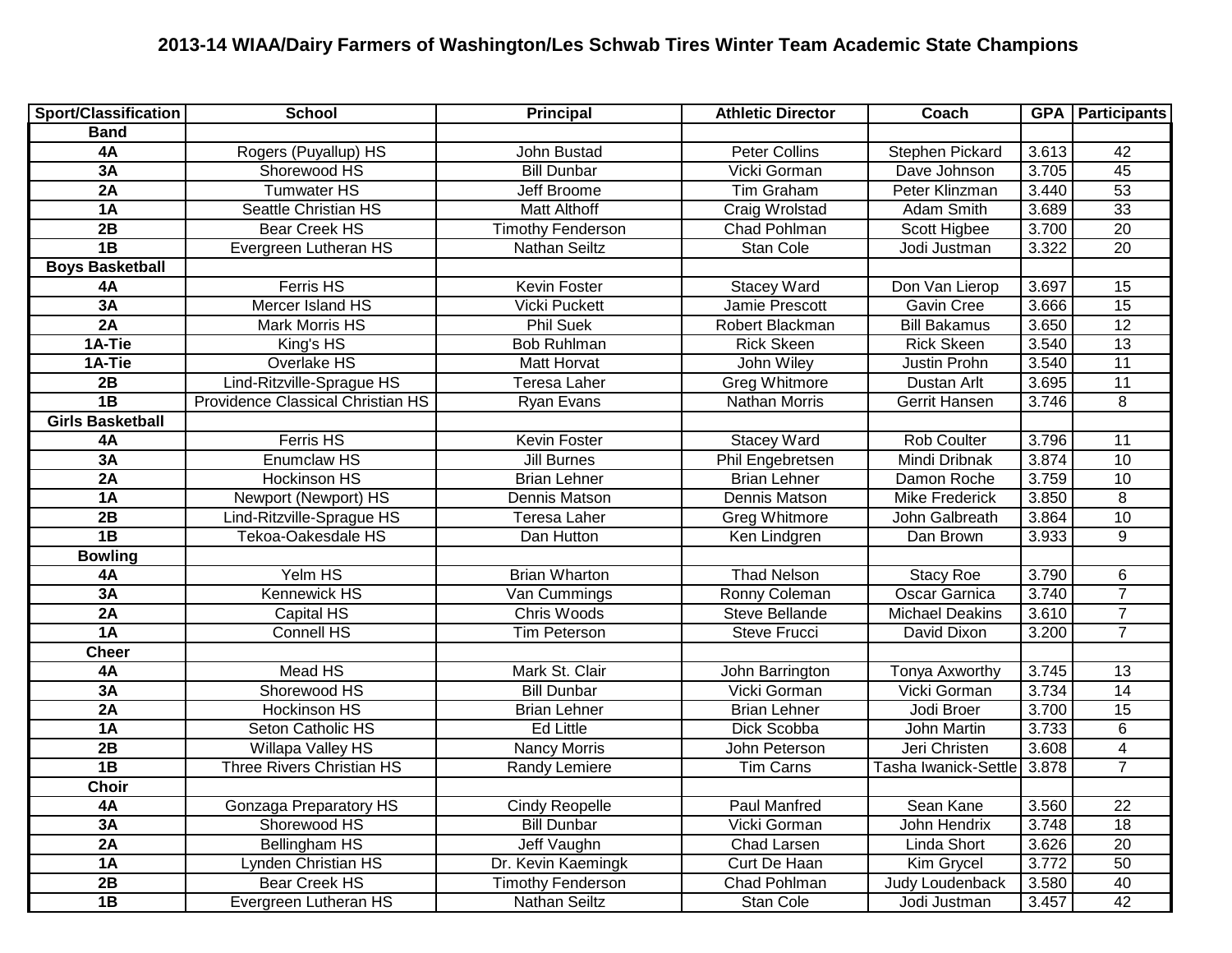# 2013-14 WIAA/Dairy Farmers of Washington/Les Schwab Tires Winter Team Academic State Champions

| Sport/Classification | School | Principal | Athletic Director | Coach | GPA | Participants |
|---|---|---|---|---|---|---|
| **Band** | | | | | | |
| **4A** | Rogers (Puyallup) HS | John Bustad | Peter Collins | Stephen Pickard | 3.613 | 42 |
| **3A** | Shorewood HS | Bill Dunbar | Vicki Gorman | Dave Johnson | 3.705 | 45 |
| **2A** | Tumwater HS | Jeff Broome | Tim Graham | Peter Klinzman | 3.440 | 53 |
| **1A** | Seattle Christian HS | Matt Althoff | Craig Wrolstad | Adam Smith | 3.689 | 33 |
| **2B** | Bear Creek HS | Timothy Fenderson | Chad Pohlman | Scott Higbee | 3.700 | 20 |
| **1B** | Evergreen Lutheran HS | Nathan Seiltz | Stan Cole | Jodi Justman | 3.322 | 20 |
| **Boys Basketball** | | | | | | |
| **4A** | Ferris HS | Kevin Foster | Stacey Ward | Don Van Lierop | 3.697 | 15 |
| **3A** | Mercer Island HS | Vicki Puckett | Jamie Prescott | Gavin Cree | 3.666 | 15 |
| **2A** | Mark Morris HS | Phil Suek | Robert Blackman | Bill Bakamus | 3.650 | 12 |
| **1A-Tie** | King's HS | Bob Ruhlman | Rick Skeen | Rick Skeen | 3.540 | 13 |
| **1A-Tie** | Overlake HS | Matt Horvat | John Wiley | Justin Prohn | 3.540 | 11 |
| **2B** | Lind-Ritzville-Sprague HS | Teresa Laher | Greg Whitmore | Dustan Arlt | 3.695 | 11 |
| **1B** | Providence Classical Christian HS | Ryan Evans | Nathan Morris | Gerrit Hansen | 3.746 | 8 |
| **Girls Basketball** | | | | | | |
| **4A** | Ferris HS | Kevin Foster | Stacey Ward | Rob Coulter | 3.796 | 11 |
| **3A** | Enumclaw HS | Jill Burnes | Phil Engebretsen | Mindi Dribnak | 3.874 | 10 |
| **2A** | Hockinson HS | Brian Lehner | Brian Lehner | Damon Roche | 3.759 | 10 |
| **1A** | Newport (Newport) HS | Dennis Matson | Dennis Matson | Mike Frederick | 3.850 | 8 |
| **2B** | Lind-Ritzville-Sprague HS | Teresa Laher | Greg Whitmore | John Galbreath | 3.864 | 10 |
| **1B** | Tekoa-Oakesdale HS | Dan Hutton | Ken Lindgren | Dan Brown | 3.933 | 9 |
| **Bowling** | | | | | | |
| **4A** | Yelm HS | Brian Wharton | Thad Nelson | Stacy Roe | 3.790 | 6 |
| **3A** | Kennewick HS | Van Cummings | Ronny Coleman | Oscar Garnica | 3.740 | 7 |
| **2A** | Capital HS | Chris Woods | Steve Bellande | Michael Deakins | 3.610 | 7 |
| **1A** | Connell HS | Tim Peterson | Steve Frucci | David Dixon | 3.200 | 7 |
| **Cheer** | | | | | | |
| **4A** | Mead HS | Mark St. Clair | John Barrington | Tonya Axworthy | 3.745 | 13 |
| **3A** | Shorewood HS | Bill Dunbar | Vicki Gorman | Vicki Gorman | 3.734 | 14 |
| **2A** | Hockinson HS | Brian Lehner | Brian Lehner | Jodi Broer | 3.700 | 15 |
| **1A** | Seton Catholic HS | Ed Little | Dick Scobba | John Martin | 3.733 | 6 |
| **2B** | Willapa Valley HS | Nancy Morris | John Peterson | Jeri Christen | 3.608 | 4 |
| **1B** | Three Rivers Christian HS | Randy Lemiere | Tim Carns | Tasha Iwanick-Settle | 3.878 | 7 |
| **Choir** | | | | | | |
| **4A** | Gonzaga Preparatory HS | Cindy Reopelle | Paul Manfred | Sean Kane | 3.560 | 22 |
| **3A** | Shorewood HS | Bill Dunbar | Vicki Gorman | John Hendrix | 3.748 | 18 |
| **2A** | Bellingham HS | Jeff Vaughn | Chad Larsen | Linda Short | 3.626 | 20 |
| **1A** | Lynden Christian HS | Dr. Kevin Kaemingk | Curt De Haan | Kim Grycel | 3.772 | 50 |
| **2B** | Bear Creek HS | Timothy Fenderson | Chad Pohlman | Judy Loudenback | 3.580 | 40 |
| **1B** | Evergreen Lutheran HS | Nathan Seiltz | Stan Cole | Jodi Justman | 3.457 | 42 |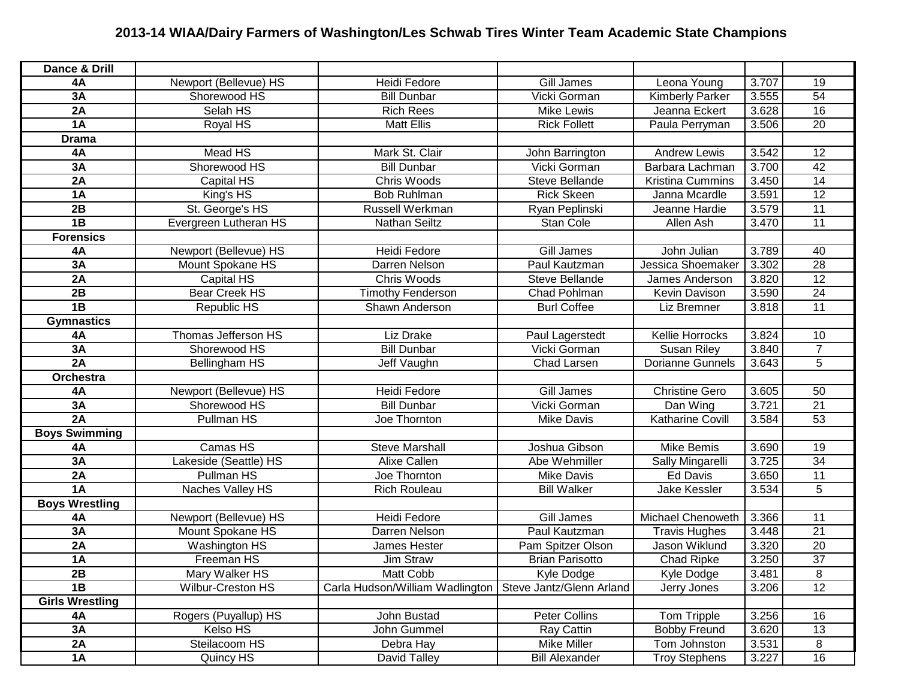## 2013-14 WIAA/Dairy Farmers of Washington/Les Schwab Tires Winter Team Academic State Champions

| | | | | | | |
|---|---|---|---|---|---|---|
| **Dance & Drill** | | | | | | |
| **4A** | Newport (Bellevue) HS | Heidi Fedore | Gill James | Leona Young | 3.707 | 19 |
| **3A** | Shorewood HS | Bill Dunbar | Vicki Gorman | Kimberly Parker | 3.555 | 54 |
| **2A** | Selah HS | Rich Rees | Mike Lewis | Jeanna Eckert | 3.628 | 16 |
| **1A** | Royal HS | Matt Ellis | Rick Follett | Paula Perryman | 3.506 | 20 |
| **Drama** | | | | | | |
| **4A** | Mead HS | Mark St. Clair | John Barrington | Andrew Lewis | 3.542 | 12 |
| **3A** | Shorewood HS | Bill Dunbar | Vicki Gorman | Barbara Lachman | 3.700 | 42 |
| **2A** | Capital HS | Chris Woods | Steve Bellande | Kristina Cummins | 3.450 | 14 |
| **1A** | King's HS | Bob Ruhlman | Rick Skeen | Janna Mcardle | 3.591 | 12 |
| **2B** | St. George's HS | Russell Werkman | Ryan Peplinski | Jeanne Hardie | 3.579 | 11 |
| **1B** | Evergreen Lutheran HS | Nathan Seiltz | Stan Cole | Allen Ash | 3.470 | 11 |
| **Forensics** | | | | | | |
| **4A** | Newport (Bellevue) HS | Heidi Fedore | Gill James | John Julian | 3.789 | 40 |
| **3A** | Mount Spokane HS | Darren Nelson | Paul Kautzman | Jessica Shoemaker | 3.302 | 28 |
| **2A** | Capital HS | Chris Woods | Steve Bellande | James Anderson | 3.820 | 12 |
| **2B** | Bear Creek HS | Timothy Fenderson | Chad Pohlman | Kevin Davison | 3.590 | 24 |
| **1B** | Republic HS | Shawn Anderson | Burl Coffee | Liz Bremner | 3.818 | 11 |
| **Gymnastics** | | | | | | |
| **4A** | Thomas Jefferson HS | Liz Drake | Paul Lagerstedt | Kellie Horrocks | 3.824 | 10 |
| **3A** | Shorewood HS | Bill Dunbar | Vicki Gorman | Susan Riley | 3.840 | 7 |
| **2A** | Bellingham HS | Jeff Vaughn | Chad Larsen | Dorianne Gunnels | 3.643 | 5 |
| **Orchestra** | | | | | | |
| **4A** | Newport (Bellevue) HS | Heidi Fedore | Gill James | Christine Gero | 3.605 | 50 |
| **3A** | Shorewood HS | Bill Dunbar | Vicki Gorman | Dan Wing | 3.721 | 21 |
| **2A** | Pullman HS | Joe Thornton | Mike Davis | Katharine Covill | 3.584 | 53 |
| **Boys Swimming** | | | | | | |
| **4A** | Camas HS | Steve Marshall | Joshua Gibson | Mike Bemis | 3.690 | 19 |
| **3A** | Lakeside (Seattle) HS | Alixe Callen | Abe Wehmiller | Sally Mingarelli | 3.725 | 34 |
| **2A** | Pullman HS | Joe Thornton | Mike Davis | Ed Davis | 3.650 | 11 |
| **1A** | Naches Valley HS | Rich Rouleau | Bill Walker | Jake Kessler | 3.534 | 5 |
| **Boys Wrestling** | | | | | | |
| **4A** | Newport (Bellevue) HS | Heidi Fedore | Gill James | Michael Chenoweth | 3.366 | 11 |
| **3A** | Mount Spokane HS | Darren Nelson | Paul Kautzman | Travis Hughes | 3.448 | 21 |
| **2A** | Washington HS | James Hester | Pam Spitzer Olson | Jason Wiklund | 3.320 | 20 |
| **1A** | Freeman HS | Jim Straw | Brian Parisotto | Chad Ripke | 3.250 | 37 |
| **2B** | Mary Walker HS | Matt Cobb | Kyle Dodge | Kyle Dodge | 3.481 | 8 |
| **1B** | Wilbur-Creston HS | Carla Hudson/William Wadlington | Steve Jantz/Glenn Arland | Jerry Jones | 3.206 | 12 |
| **Girls Wrestling** | | | | | | |
| **4A** | Rogers (Puyallup) HS | John Bustad | Peter Collins | Tom Tripple | 3.256 | 16 |
| **3A** | Kelso HS | John Gummel | Ray Cattin | Bobby Freund | 3.620 | 13 |
| **2A** | Steilacoom HS | Debra Hay | Mike Miller | Tom Johnston | 3.531 | 8 |
| **1A** | Quincy HS | David Talley | Bill Alexander | Troy Stephens | 3.227 | 16 |